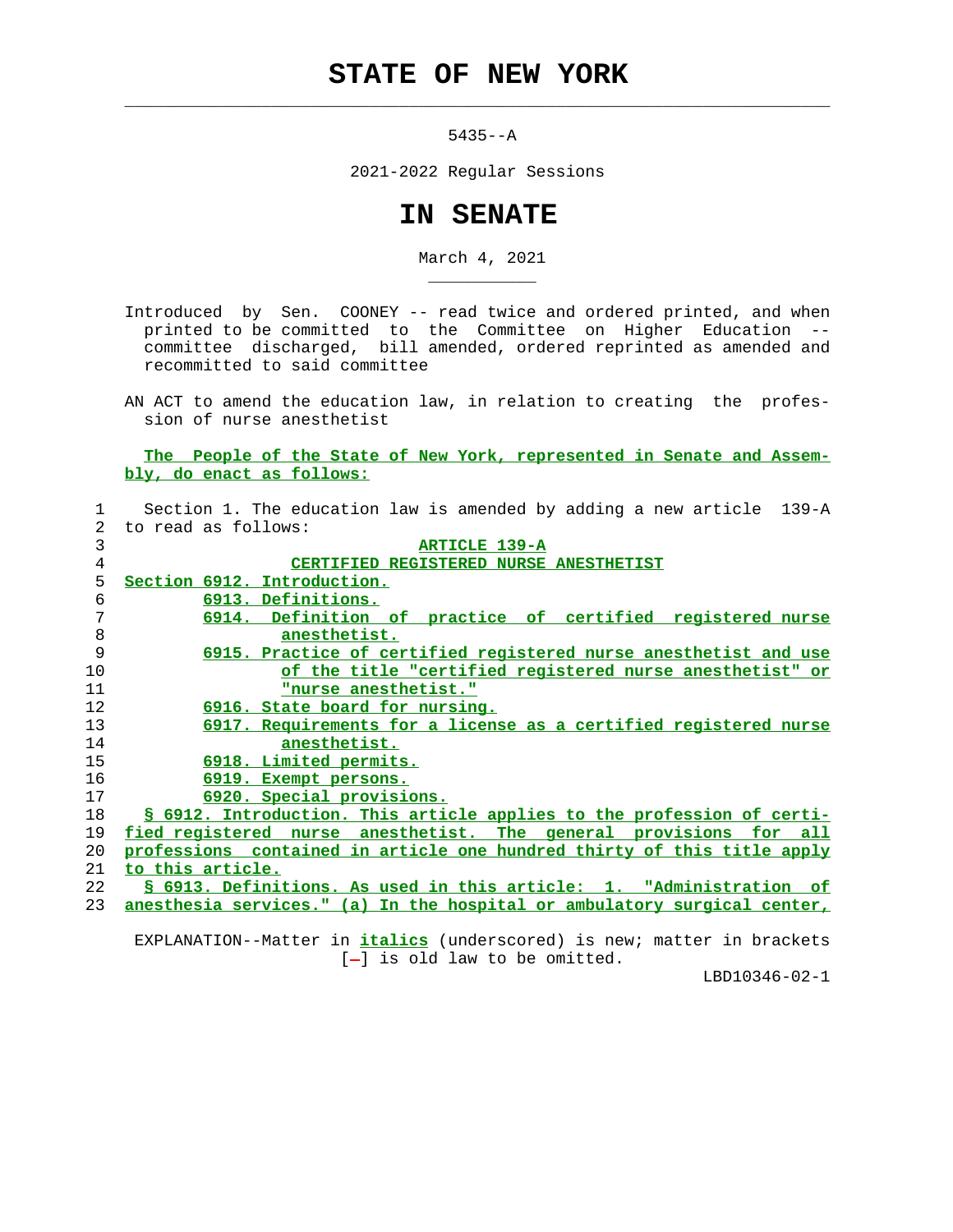# STATE OF NEW YORK

5435--A

2021-2022 Regular Sessions

# IN SENATE

March 4, 2021

Introduced by Sen. COONEY -- read twice and ordered printed, and when printed to be committed to the Committee on Higher Education -- committee discharged, bill amended, ordered reprinted as amended and recommitted to said committee

AN ACT to amend the education law, in relation to creating the profession of nurse anesthetist

The People of the State of New York, represented in Senate and Assembly, do enact as follows:

1 Section 1. The education law is amended by adding a new article 139-A
2 to read as follows:

3 ARTICLE 139-A

4 CERTIFIED REGISTERED NURSE ANESTHETIST

5 Section 6912. Introduction.
6 6913. Definitions.
7 6914. Definition of practice of certified registered nurse
8 anesthetist.
9 6915. Practice of certified registered nurse anesthetist and use
10 of the title "certified registered nurse anesthetist" or
11 "nurse anesthetist."
12 6916. State board for nursing.
13 6917. Requirements for a license as a certified registered nurse
14 anesthetist.
15 6918. Limited permits.
16 6919. Exempt persons.
17 6920. Special provisions.
18 § 6912. Introduction. This article applies to the profession of certi-
19 fied registered nurse anesthetist. The general provisions for all
20 professions contained in article one hundred thirty of this title apply
21 to this article.
22 § 6913. Definitions. As used in this article: 1. "Administration of
23 anesthesia services." (a) In the hospital or ambulatory surgical center,

EXPLANATION--Matter in *italics* (underscored) is new; matter in brackets [-] is old law to be omitted.

LBD10346-02-1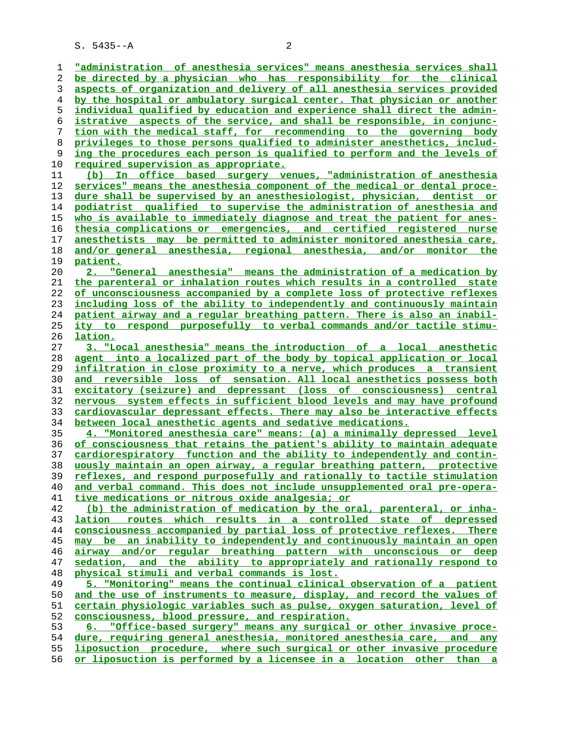"administration of anesthesia services" means anesthesia services shall be directed by a physician who has responsibility for the clinical aspects of organization and delivery of all anesthesia services provided by the hospital or ambulatory surgical center. That physician or another individual qualified by education and experience shall direct the administrative aspects of the service, and shall be responsible, in conjunction with the medical staff, for recommending to the governing body privileges to those persons qualified to administer anesthetics, including the procedures each person is qualified to perform and the levels of required supervision as appropriate.

(b) In office based surgery venues, "administration of anesthesia services" means the anesthesia component of the medical or dental procedure shall be supervised by an anesthesiologist, physician, dentist or podiatrist qualified to supervise the administration of anesthesia and who is available to immediately diagnose and treat the patient for anesthesia complications or emergencies, and certified registered nurse anesthetists may be permitted to administer monitored anesthesia care, and/or general anesthesia, regional anesthesia, and/or monitor the patient.

2. "General anesthesia" means the administration of a medication by the parenteral or inhalation routes which results in a controlled state of unconsciousness accompanied by a complete loss of protective reflexes including loss of the ability to independently and continuously maintain patient airway and a regular breathing pattern. There is also an inability to respond purposefully to verbal commands and/or tactile stimulation.

3. "Local anesthesia" means the introduction of a local anesthetic agent into a localized part of the body by topical application or local infiltration in close proximity to a nerve, which produces a transient and reversible loss of sensation. All local anesthetics possess both excitatory (seizure) and depressant (loss of consciousness) central nervous system effects in sufficient blood levels and may have profound cardiovascular depressant effects. There may also be interactive effects between local anesthetic agents and sedative medications.

4. "Monitored anesthesia care" means: (a) a minimally depressed level of consciousness that retains the patient's ability to maintain adequate cardiorespiratory function and the ability to independently and continuously maintain an open airway, a regular breathing pattern, protective reflexes, and respond purposefully and rationally to tactile stimulation and verbal command. This does not include unsupplemented oral pre-operative medications or nitrous oxide analgesia; or

(b) the administration of medication by the oral, parenteral, or inhalation routes which results in a controlled state of depressed consciousness accompanied by partial loss of protective reflexes. There may be an inability to independently and continuously maintain an open airway and/or regular breathing pattern with unconscious or deep sedation, and the ability to appropriately and rationally respond to physical stimuli and verbal commands is lost.

5. "Monitoring" means the continual clinical observation of a patient and the use of instruments to measure, display, and record the values of certain physiologic variables such as pulse, oxygen saturation, level of consciousness, blood pressure, and respiration.

6. "Office-based surgery" means any surgical or other invasive procedure, requiring general anesthesia, monitored anesthesia care, and any liposuction procedure, where such surgical or other invasive procedure or liposuction is performed by a licensee in a location other than a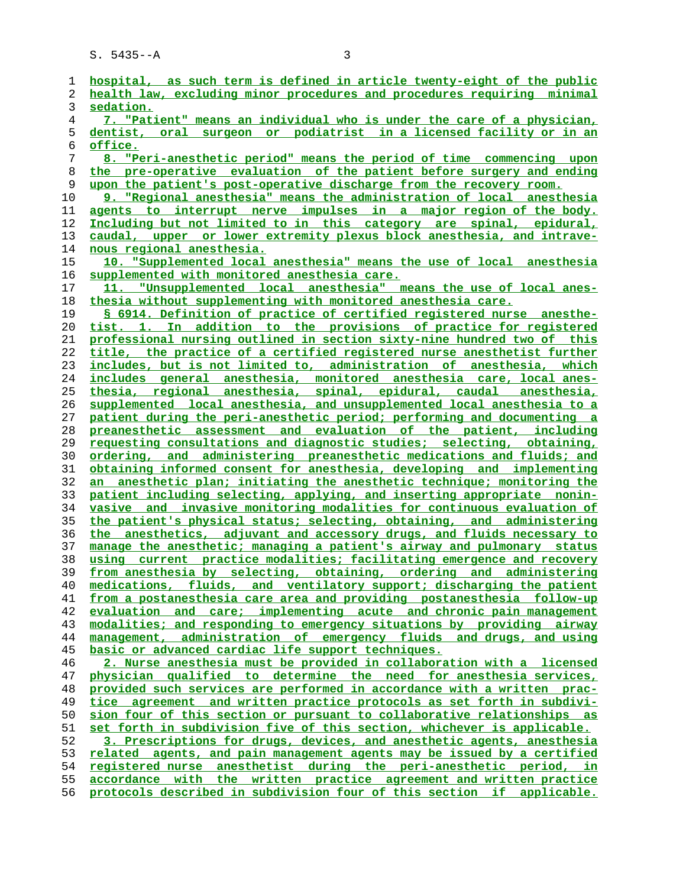hospital, as such term is defined in article twenty-eight of the public health law, excluding minor procedures and procedures requiring minimal sedation.

7. "Patient" means an individual who is under the care of a physician, dentist, oral surgeon or podiatrist in a licensed facility or in an office.

8. "Peri-anesthetic period" means the period of time commencing upon the pre-operative evaluation of the patient before surgery and ending upon the patient's post-operative discharge from the recovery room.

9. "Regional anesthesia" means the administration of local anesthesia agents to interrupt nerve impulses in a major region of the body. Including but not limited to in this category are spinal, epidural, caudal, upper or lower extremity plexus block anesthesia, and intravenous regional anesthesia.

10. "Supplemented local anesthesia" means the use of local anesthesia supplemented with monitored anesthesia care.

11. "Unsupplemented local anesthesia" means the use of local anesthesia without supplementing with monitored anesthesia care.

§ 6914. Definition of practice of certified registered nurse anesthetist. 1. In addition to the provisions of practice for registered professional nursing outlined in section sixty-nine hundred two of this title, the practice of a certified registered nurse anesthetist further includes, but is not limited to, administration of anesthesia, which includes general anesthesia, monitored anesthesia care, local anesthesia, regional anesthesia, spinal, epidural, caudal anesthesia, supplemented local anesthesia, and unsupplemented local anesthesia to a patient during the peri-anesthetic period; performing and documenting a preanesthetic assessment and evaluation of the patient, including requesting consultations and diagnostic studies; selecting, obtaining, ordering, and administering preanesthetic medications and fluids; and obtaining informed consent for anesthesia, developing and implementing an anesthetic plan; initiating the anesthetic technique; monitoring the patient including selecting, applying, and inserting appropriate noninvasive and invasive monitoring modalities for continuous evaluation of the patient's physical status; selecting, obtaining, and administering the anesthetics, adjuvant and accessory drugs, and fluids necessary to manage the anesthetic; managing a patient's airway and pulmonary status using current practice modalities; facilitating emergence and recovery from anesthesia by selecting, obtaining, ordering and administering medications, fluids, and ventilatory support; discharging the patient from a postanesthesia care area and providing postanesthesia follow-up evaluation and care; implementing acute and chronic pain management modalities; and responding to emergency situations by providing airway management, administration of emergency fluids and drugs, and using basic or advanced cardiac life support techniques.

2. Nurse anesthesia must be provided in collaboration with a licensed physician qualified to determine the need for anesthesia services, provided such services are performed in accordance with a written practice agreement and written practice protocols as set forth in subdivision four of this section or pursuant to collaborative relationships as set forth in subdivision five of this section, whichever is applicable.

3. Prescriptions for drugs, devices, and anesthetic agents, anesthesia related agents, and pain management agents may be issued by a certified registered nurse anesthetist during the peri-anesthetic period, in accordance with the written practice agreement and written practice protocols described in subdivision four of this section if applicable.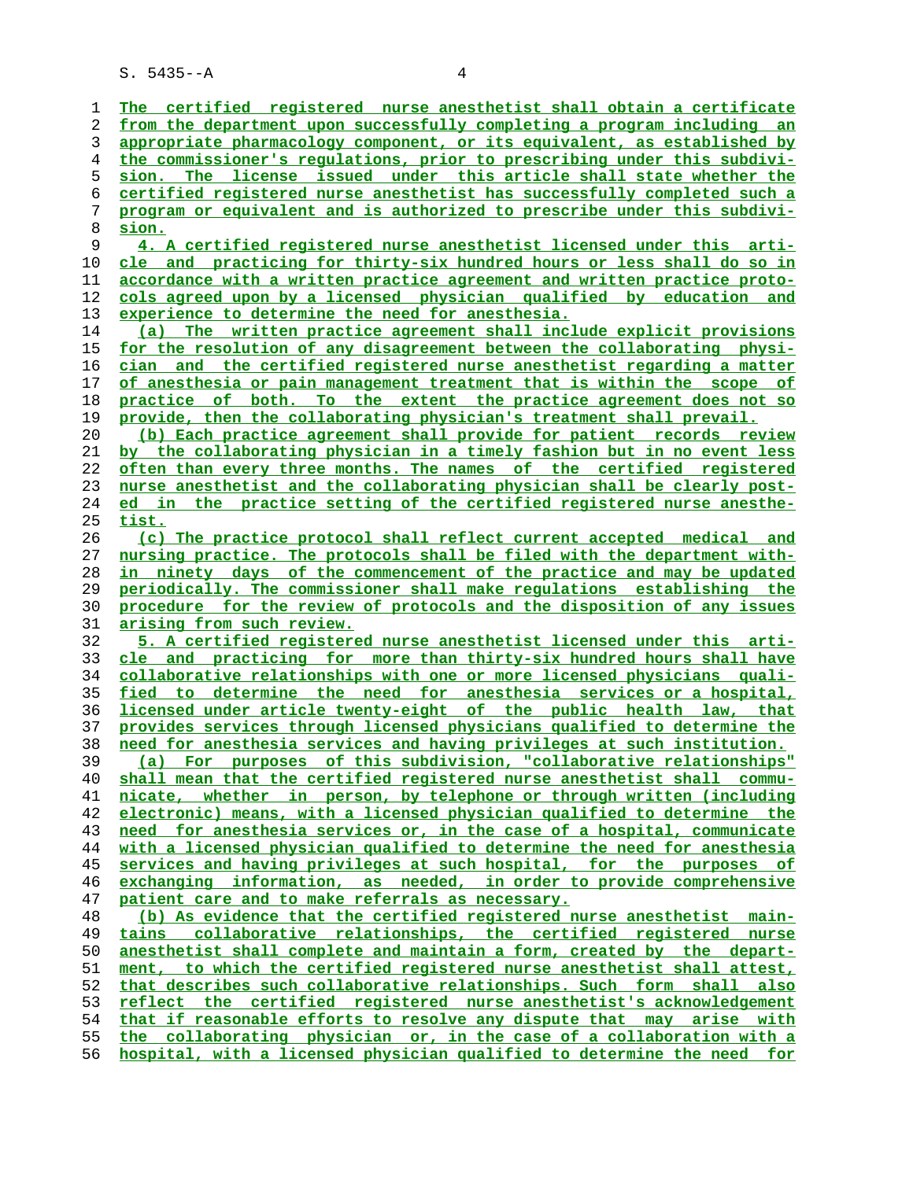The certified registered nurse anesthetist shall obtain a certificate from the department upon successfully completing a program including an appropriate pharmacology component, or its equivalent, as established by the commissioner's regulations, prior to prescribing under this subdivision. The license issued under this article shall state whether the certified registered nurse anesthetist has successfully completed such a program or equivalent and is authorized to prescribe under this subdivision.

4. A certified registered nurse anesthetist licensed under this article and practicing for thirty-six hundred hours or less shall do so in accordance with a written practice agreement and written practice protocols agreed upon by a licensed physician qualified by education and experience to determine the need for anesthesia.

(a) The written practice agreement shall include explicit provisions for the resolution of any disagreement between the collaborating physician and the certified registered nurse anesthetist regarding a matter of anesthesia or pain management treatment that is within the scope of practice of both. To the extent the practice agreement does not so provide, then the collaborating physician's treatment shall prevail.

(b) Each practice agreement shall provide for patient records review by the collaborating physician in a timely fashion but in no event less often than every three months. The names of the certified registered nurse anesthetist and the collaborating physician shall be clearly posted in the practice setting of the certified registered nurse anesthetist.

(c) The practice protocol shall reflect current accepted medical and nursing practice. The protocols shall be filed with the department within ninety days of the commencement of the practice and may be updated periodically. The commissioner shall make regulations establishing the procedure for the review of protocols and the disposition of any issues arising from such review.

5. A certified registered nurse anesthetist licensed under this article and practicing for more than thirty-six hundred hours shall have collaborative relationships with one or more licensed physicians qualified to determine the need for anesthesia services or a hospital, licensed under article twenty-eight of the public health law, that provides services through licensed physicians qualified to determine the need for anesthesia services and having privileges at such institution.

(a) For purposes of this subdivision, "collaborative relationships" shall mean that the certified registered nurse anesthetist shall communicate, whether in person, by telephone or through written (including electronic) means, with a licensed physician qualified to determine the need for anesthesia services or, in the case of a hospital, communicate with a licensed physician qualified to determine the need for anesthesia services and having privileges at such hospital, for the purposes of exchanging information, as needed, in order to provide comprehensive patient care and to make referrals as necessary.

(b) As evidence that the certified registered nurse anesthetist maintains collaborative relationships, the certified registered nurse anesthetist shall complete and maintain a form, created by the department, to which the certified registered nurse anesthetist shall attest, that describes such collaborative relationships. Such form shall also reflect the certified registered nurse anesthetist's acknowledgement that if reasonable efforts to resolve any dispute that may arise with the collaborating physician or, in the case of a collaboration with a hospital, with a licensed physician qualified to determine the need for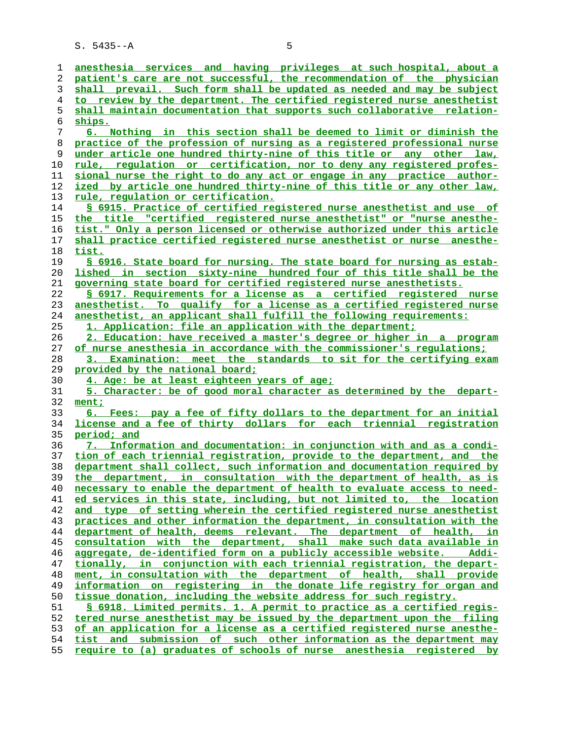anesthesia services and having privileges at such hospital, about a patient's care are not successful, the recommendation of the physician shall prevail. Such form shall be updated as needed and may be subject to review by the department. The certified registered nurse anesthetist shall maintain documentation that supports such collaborative relationships.

6. Nothing in this section shall be deemed to limit or diminish the practice of the profession of nursing as a registered professional nurse under article one hundred thirty-nine of this title or any other law, rule, regulation or certification, nor to deny any registered professional nurse the right to do any act or engage in any practice authorized by article one hundred thirty-nine of this title or any other law, rule, regulation or certification.

§ 6915. Practice of certified registered nurse anesthetist and use of the title "certified registered nurse anesthetist" or "nurse anesthetist." Only a person licensed or otherwise authorized under this article shall practice certified registered nurse anesthetist or nurse anesthetist.

§ 6916. State board for nursing. The state board for nursing as established in section sixty-nine hundred four of this title shall be the governing state board for certified registered nurse anesthetists.

§ 6917. Requirements for a license as a certified registered nurse anesthetist. To qualify for a license as a certified registered nurse anesthetist, an applicant shall fulfill the following requirements:

1. Application: file an application with the department;

2. Education: have received a master's degree or higher in a program of nurse anesthesia in accordance with the commissioner's regulations;

3. Examination: meet the standards to sit for the certifying exam provided by the national board;

4. Age: be at least eighteen years of age;

5. Character: be of good moral character as determined by the department;

6. Fees: pay a fee of fifty dollars to the department for an initial license and a fee of thirty dollars for each triennial registration period; and

7. Information and documentation: in conjunction with and as a condition of each triennial registration, provide to the department, and the department shall collect, such information and documentation required by the department, in consultation with the department of health, as is necessary to enable the department of health to evaluate access to needed services in this state, including, but not limited to, the location and type of setting wherein the certified registered nurse anesthetist practices and other information the department, in consultation with the department of health, deems relevant. The department of health, in consultation with the department, shall make such data available in aggregate, de-identified form on a publicly accessible website. Additionally, in conjunction with each triennial registration, the department, in consultation with the department of health, shall provide information on registering in the donate life registry for organ and tissue donation, including the website address for such registry.

§ 6918. Limited permits. 1. A permit to practice as a certified registered nurse anesthetist may be issued by the department upon the filing of an application for a license as a certified registered nurse anesthetist and submission of such other information as the department may require to (a) graduates of schools of nurse anesthesia registered by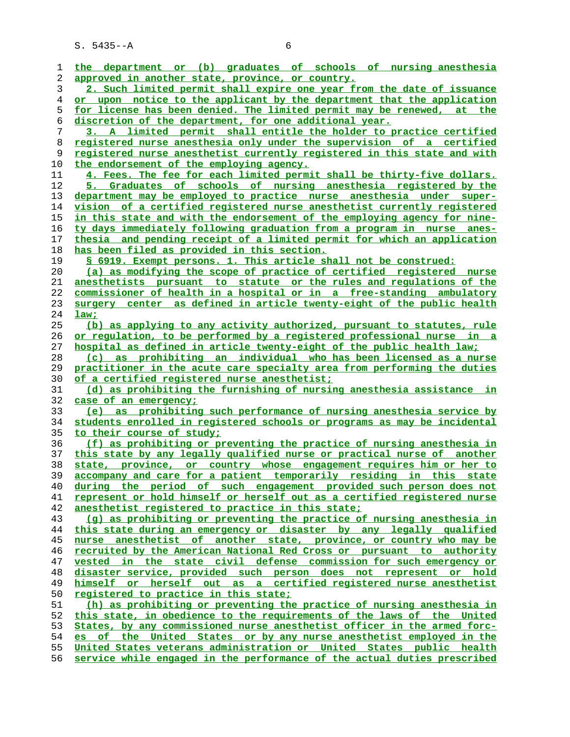the department or (b) graduates of schools of nursing anesthesia approved in another state, province, or country.

2. Such limited permit shall expire one year from the date of issuance or upon notice to the applicant by the department that the application for license has been denied. The limited permit may be renewed, at the discretion of the department, for one additional year.

3. A limited permit shall entitle the holder to practice certified registered nurse anesthesia only under the supervision of a certified registered nurse anesthetist currently registered in this state and with the endorsement of the employing agency.

4. Fees. The fee for each limited permit shall be thirty-five dollars.

5. Graduates of schools of nursing anesthesia registered by the department may be employed to practice nurse anesthesia under supervision of a certified registered nurse anesthetist currently registered in this state and with the endorsement of the employing agency for ninety days immediately following graduation from a program in nurse anesthesia and pending receipt of a limited permit for which an application has been filed as provided in this section.

§ 6919. Exempt persons. 1. This article shall not be construed:

(a) as modifying the scope of practice of certified registered nurse anesthetists pursuant to statute or the rules and regulations of the commissioner of health in a hospital or in a free-standing ambulatory surgery center as defined in article twenty-eight of the public health law;

(b) as applying to any activity authorized, pursuant to statutes, rule or regulation, to be performed by a registered professional nurse in a hospital as defined in article twenty-eight of the public health law;

(c) as prohibiting an individual who has been licensed as a nurse practitioner in the acute care specialty area from performing the duties of a certified registered nurse anesthetist;

(d) as prohibiting the furnishing of nursing anesthesia assistance in case of an emergency;

(e) as prohibiting such performance of nursing anesthesia service by students enrolled in registered schools or programs as may be incidental to their course of study;

(f) as prohibiting or preventing the practice of nursing anesthesia in this state by any legally qualified nurse or practical nurse of another state, province, or country whose engagement requires him or her to accompany and care for a patient temporarily residing in this state during the period of such engagement provided such person does not represent or hold himself or herself out as a certified registered nurse anesthetist registered to practice in this state;

(g) as prohibiting or preventing the practice of nursing anesthesia in this state during an emergency or disaster by any legally qualified nurse anesthetist of another state, province, or country who may be recruited by the American National Red Cross or pursuant to authority vested in the state civil defense commission for such emergency or disaster service, provided such person does not represent or hold himself or herself out as a certified registered nurse anesthetist registered to practice in this state;

(h) as prohibiting or preventing the practice of nursing anesthesia in this state, in obedience to the requirements of the laws of the United States, by any commissioned nurse anesthetist officer in the armed forces of the United States or by any nurse anesthetist employed in the United States veterans administration or United States public health service while engaged in the performance of the actual duties prescribed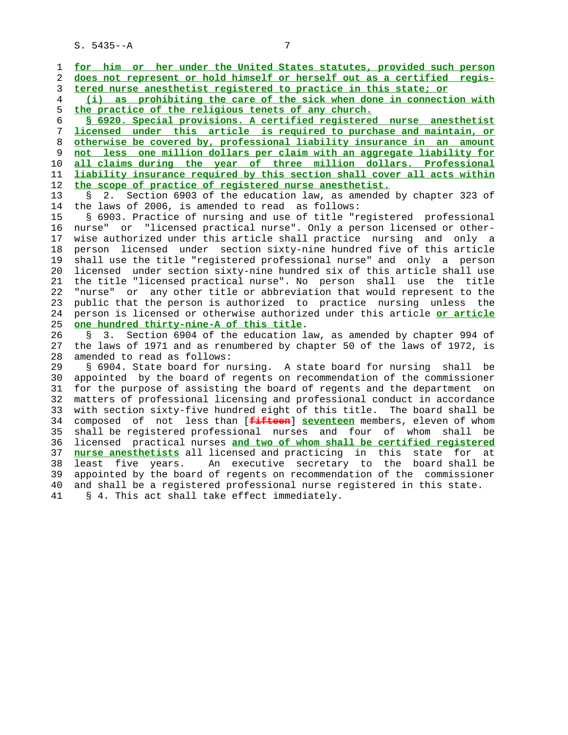for him or her under the United States statutes, provided such person does not represent or hold himself or herself out as a certified registered nurse anesthetist registered to practice in this state; or

(i) as prohibiting the care of the sick when done in connection with the practice of the religious tenets of any church.

§ 6920. Special provisions. A certified registered nurse anesthetist licensed under this article is required to purchase and maintain, or otherwise be covered by, professional liability insurance in an amount not less one million dollars per claim with an aggregate liability for all claims during the year of three million dollars. Professional liability insurance required by this section shall cover all acts within the scope of practice of registered nurse anesthetist.

§ 2. Section 6903 of the education law, as amended by chapter 323 of the laws of 2006, is amended to read as follows:

§ 6903. Practice of nursing and use of title "registered professional nurse" or "licensed practical nurse". Only a person licensed or otherwise authorized under this article shall practice nursing and only a person licensed under section sixty-nine hundred five of this article shall use the title "registered professional nurse" and only a person licensed under section sixty-nine hundred six of this article shall use the title "licensed practical nurse". No person shall use the title "nurse" or any other title or abbreviation that would represent to the public that the person is authorized to practice nursing unless the person is licensed or otherwise authorized under this article or article one hundred thirty-nine-A of this title.

§ 3. Section 6904 of the education law, as amended by chapter 994 of the laws of 1971 and as renumbered by chapter 50 of the laws of 1972, is amended to read as follows:

§ 6904. State board for nursing. A state board for nursing shall be appointed by the board of regents on recommendation of the commissioner for the purpose of assisting the board of regents and the department on matters of professional licensing and professional conduct in accordance with section sixty-five hundred eight of this title. The board shall be composed of not less than [fifteen] seventeen members, eleven of whom shall be registered professional nurses and four of whom shall be licensed practical nurses and two of whom shall be certified registered nurse anesthetists all licensed and practicing in this state for at least five years. An executive secretary to the board shall be appointed by the board of regents on recommendation of the commissioner and shall be a registered professional nurse registered in this state.

§ 4. This act shall take effect immediately.